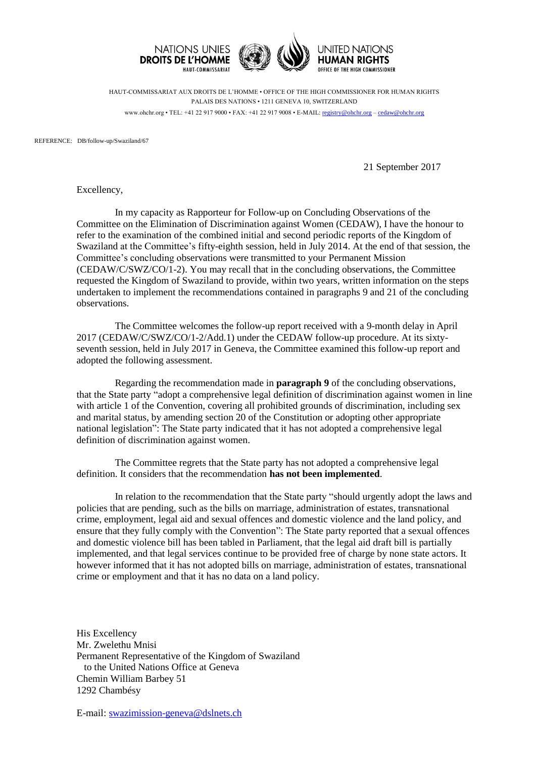NATIONS UNIES
**DROITS DE L'HOMME**
HAUT-COMMISSARIAT

UNITED NATIONS
**HUMAN RIGHTS**
OFFICE OF THE HIGH COMMISSIONER

HAUT-COMMISSARIAT AUX DROITS DE L'HOMME • OFFICE OF THE HIGH COMMISSIONER FOR HUMAN RIGHTS
PALAIS DES NATIONS • 1211 GENEVA 10, SWITZERLAND
www.ohchr.org • TEL: +41 22 917 9000 • FAX: +41 22 917 9008 • E-MAIL: registry@ohchr.org – cedaw@ohchr.org

REFERENCE: DB/follow-up/Swaziland/67

21 September 2017

Excellency,

In my capacity as Rapporteur for Follow-up on Concluding Observations of the Committee on the Elimination of Discrimination against Women (CEDAW), I have the honour to refer to the examination of the combined initial and second periodic reports of the Kingdom of Swaziland at the Committee's fifty-eighth session, held in July 2014. At the end of that session, the Committee's concluding observations were transmitted to your Permanent Mission (CEDAW/C/SWZ/CO/1-2). You may recall that in the concluding observations, the Committee requested the Kingdom of Swaziland to provide, within two years, written information on the steps undertaken to implement the recommendations contained in paragraphs 9 and 21 of the concluding observations.

The Committee welcomes the follow-up report received with a 9-month delay in April 2017 (CEDAW/C/SWZ/CO/1-2/Add.1) under the CEDAW follow-up procedure. At its sixty-seventh session, held in July 2017 in Geneva, the Committee examined this follow-up report and adopted the following assessment.

Regarding the recommendation made in **paragraph 9** of the concluding observations, that the State party "adopt a comprehensive legal definition of discrimination against women in line with article 1 of the Convention, covering all prohibited grounds of discrimination, including sex and marital status, by amending section 20 of the Constitution or adopting other appropriate national legislation": The State party indicated that it has not adopted a comprehensive legal definition of discrimination against women.

The Committee regrets that the State party has not adopted a comprehensive legal definition. It considers that the recommendation **has not been implemented**.

In relation to the recommendation that the State party "should urgently adopt the laws and policies that are pending, such as the bills on marriage, administration of estates, transnational crime, employment, legal aid and sexual offences and domestic violence and the land policy, and ensure that they fully comply with the Convention": The State party reported that a sexual offences and domestic violence bill has been tabled in Parliament, that the legal aid draft bill is partially implemented, and that legal services continue to be provided free of charge by none state actors. It however informed that it has not adopted bills on marriage, administration of estates, transnational crime or employment and that it has no data on a land policy.

His Excellency
Mr. Zwelethu Mnisi
Permanent Representative of the Kingdom of Swaziland
to the United Nations Office at Geneva
Chemin William Barbey 51
1292 Chambésy

E-mail: swazimission-geneva@dslnets.ch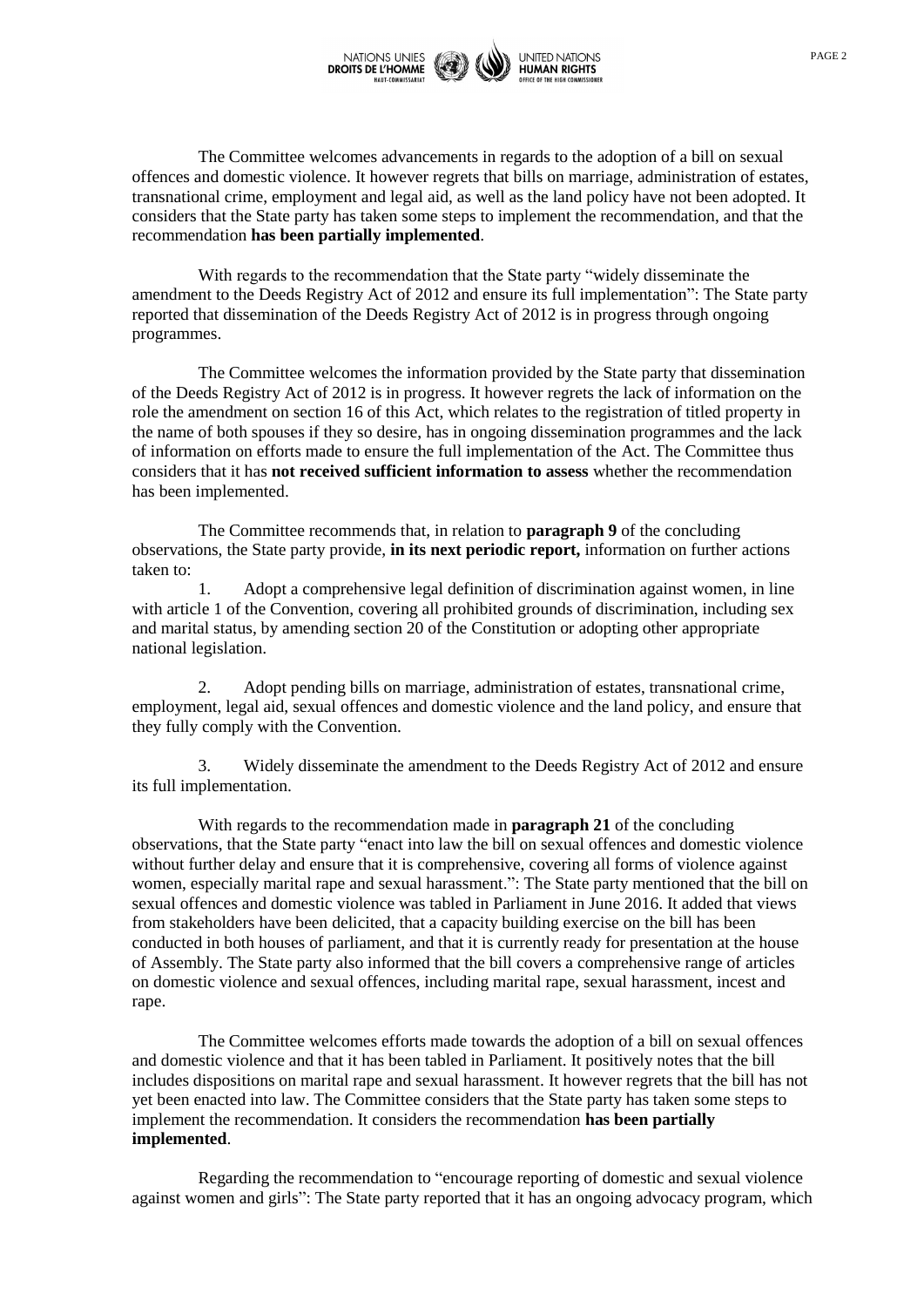The Committee welcomes advancements in regards to the adoption of a bill on sexual offences and domestic violence. It however regrets that bills on marriage, administration of estates, transnational crime, employment and legal aid, as well as the land policy have not been adopted. It considers that the State party has taken some steps to implement the recommendation, and that the recommendation **has been partially implemented**.

With regards to the recommendation that the State party "widely disseminate the amendment to the Deeds Registry Act of 2012 and ensure its full implementation": The State party reported that dissemination of the Deeds Registry Act of 2012 is in progress through ongoing programmes.

The Committee welcomes the information provided by the State party that dissemination of the Deeds Registry Act of 2012 is in progress. It however regrets the lack of information on the role the amendment on section 16 of this Act, which relates to the registration of titled property in the name of both spouses if they so desire, has in ongoing dissemination programmes and the lack of information on efforts made to ensure the full implementation of the Act. The Committee thus considers that it has **not received sufficient information to assess** whether the recommendation has been implemented.

The Committee recommends that, in relation to **paragraph 9** of the concluding observations, the State party provide, **in its next periodic report,** information on further actions taken to:

1. Adopt a comprehensive legal definition of discrimination against women, in line with article 1 of the Convention, covering all prohibited grounds of discrimination, including sex and marital status, by amending section 20 of the Constitution or adopting other appropriate national legislation.

2. Adopt pending bills on marriage, administration of estates, transnational crime, employment, legal aid, sexual offences and domestic violence and the land policy, and ensure that they fully comply with the Convention.

3. Widely disseminate the amendment to the Deeds Registry Act of 2012 and ensure its full implementation.

With regards to the recommendation made in **paragraph 21** of the concluding observations, that the State party "enact into law the bill on sexual offences and domestic violence without further delay and ensure that it is comprehensive, covering all forms of violence against women, especially marital rape and sexual harassment.": The State party mentioned that the bill on sexual offences and domestic violence was tabled in Parliament in June 2016. It added that views from stakeholders have been delicited, that a capacity building exercise on the bill has been conducted in both houses of parliament, and that it is currently ready for presentation at the house of Assembly. The State party also informed that the bill covers a comprehensive range of articles on domestic violence and sexual offences, including marital rape, sexual harassment, incest and rape.

The Committee welcomes efforts made towards the adoption of a bill on sexual offences and domestic violence and that it has been tabled in Parliament. It positively notes that the bill includes dispositions on marital rape and sexual harassment. It however regrets that the bill has not yet been enacted into law. The Committee considers that the State party has taken some steps to implement the recommendation. It considers the recommendation **has been partially implemented**.

Regarding the recommendation to "encourage reporting of domestic and sexual violence against women and girls": The State party reported that it has an ongoing advocacy program, which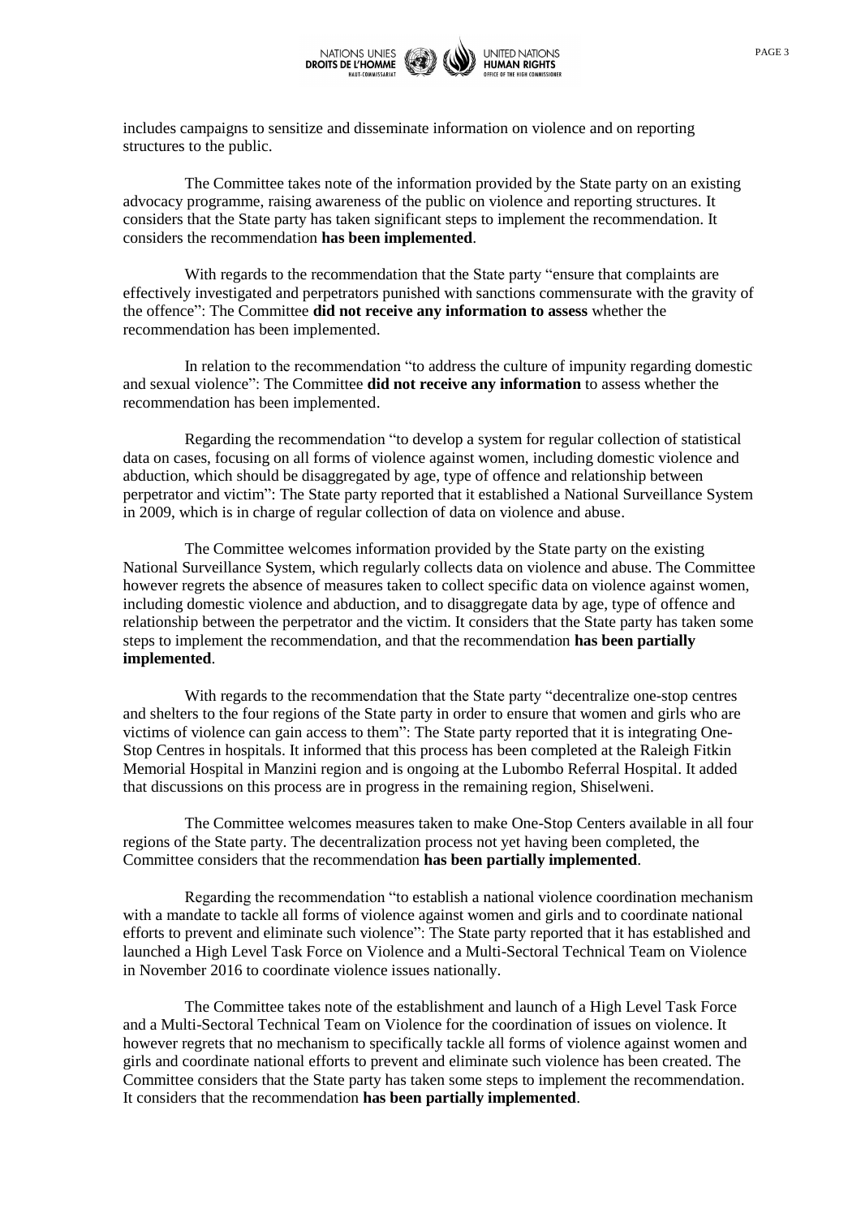includes campaigns to sensitize and disseminate information on violence and on reporting structures to the public.

The Committee takes note of the information provided by the State party on an existing advocacy programme, raising awareness of the public on violence and reporting structures. It considers that the State party has taken significant steps to implement the recommendation. It considers the recommendation **has been implemented**.

With regards to the recommendation that the State party "ensure that complaints are effectively investigated and perpetrators punished with sanctions commensurate with the gravity of the offence": The Committee **did not receive any information to assess** whether the recommendation has been implemented.

In relation to the recommendation "to address the culture of impunity regarding domestic and sexual violence": The Committee **did not receive any information** to assess whether the recommendation has been implemented.

Regarding the recommendation "to develop a system for regular collection of statistical data on cases, focusing on all forms of violence against women, including domestic violence and abduction, which should be disaggregated by age, type of offence and relationship between perpetrator and victim": The State party reported that it established a National Surveillance System in 2009, which is in charge of regular collection of data on violence and abuse.

The Committee welcomes information provided by the State party on the existing National Surveillance System, which regularly collects data on violence and abuse. The Committee however regrets the absence of measures taken to collect specific data on violence against women, including domestic violence and abduction, and to disaggregate data by age, type of offence and relationship between the perpetrator and the victim. It considers that the State party has taken some steps to implement the recommendation, and that the recommendation **has been partially implemented**.

With regards to the recommendation that the State party "decentralize one-stop centres and shelters to the four regions of the State party in order to ensure that women and girls who are victims of violence can gain access to them": The State party reported that it is integrating One-Stop Centres in hospitals. It informed that this process has been completed at the Raleigh Fitkin Memorial Hospital in Manzini region and is ongoing at the Lubombo Referral Hospital. It added that discussions on this process are in progress in the remaining region, Shiselweni.

The Committee welcomes measures taken to make One-Stop Centers available in all four regions of the State party. The decentralization process not yet having been completed, the Committee considers that the recommendation **has been partially implemented**.

Regarding the recommendation "to establish a national violence coordination mechanism with a mandate to tackle all forms of violence against women and girls and to coordinate national efforts to prevent and eliminate such violence": The State party reported that it has established and launched a High Level Task Force on Violence and a Multi-Sectoral Technical Team on Violence in November 2016 to coordinate violence issues nationally.

The Committee takes note of the establishment and launch of a High Level Task Force and a Multi-Sectoral Technical Team on Violence for the coordination of issues on violence. It however regrets that no mechanism to specifically tackle all forms of violence against women and girls and coordinate national efforts to prevent and eliminate such violence has been created. The Committee considers that the State party has taken some steps to implement the recommendation. It considers that the recommendation **has been partially implemented**.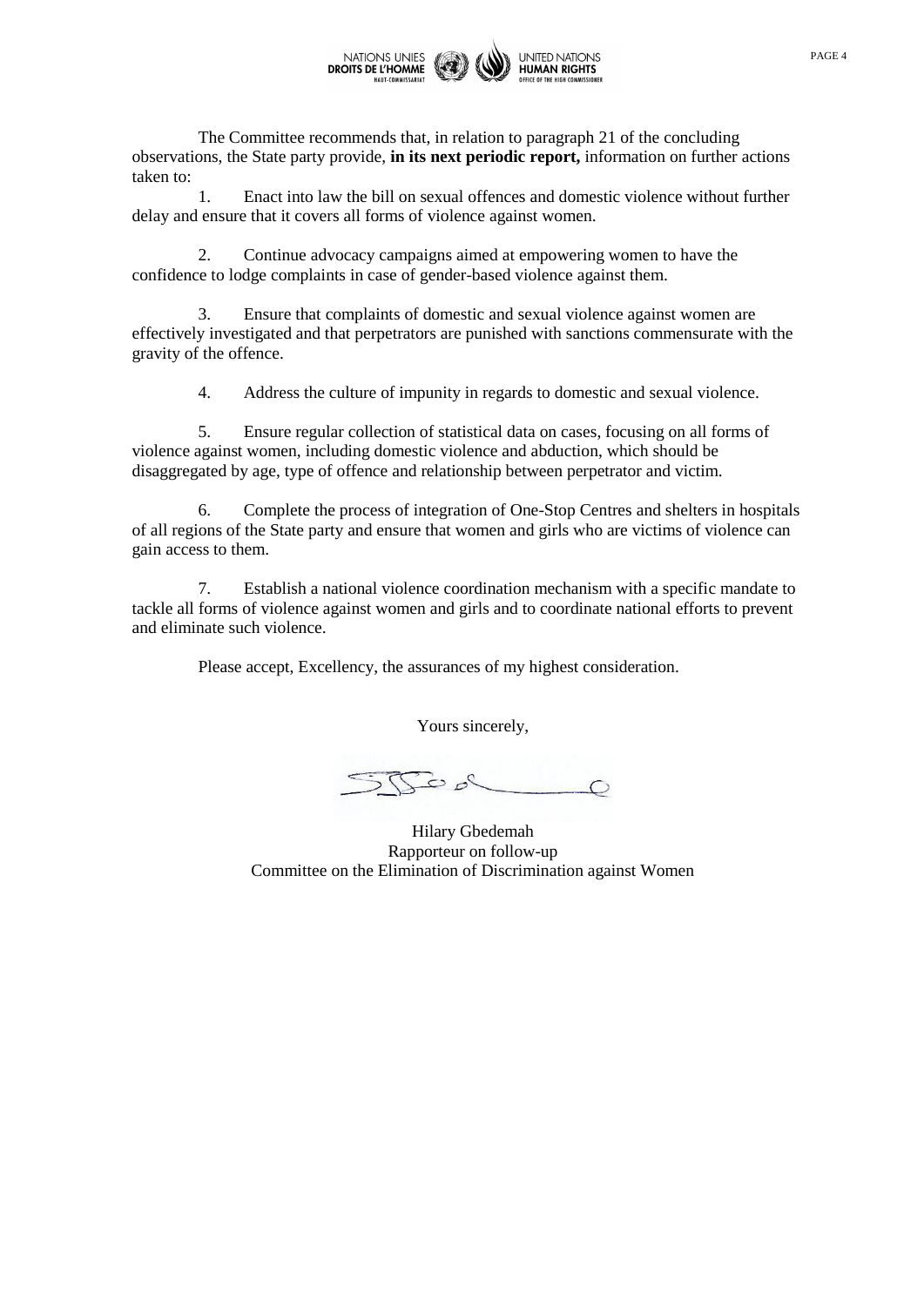The Committee recommends that, in relation to paragraph 21 of the concluding observations, the State party provide, **in its next periodic report,** information on further actions taken to:

1. Enact into law the bill on sexual offences and domestic violence without further delay and ensure that it covers all forms of violence against women.

2. Continue advocacy campaigns aimed at empowering women to have the confidence to lodge complaints in case of gender-based violence against them.

3. Ensure that complaints of domestic and sexual violence against women are effectively investigated and that perpetrators are punished with sanctions commensurate with the gravity of the offence.

4. Address the culture of impunity in regards to domestic and sexual violence.

5. Ensure regular collection of statistical data on cases, focusing on all forms of violence against women, including domestic violence and abduction, which should be disaggregated by age, type of offence and relationship between perpetrator and victim.

6. Complete the process of integration of One-Stop Centres and shelters in hospitals of all regions of the State party and ensure that women and girls who are victims of violence can gain access to them.

7. Establish a national violence coordination mechanism with a specific mandate to tackle all forms of violence against women and girls and to coordinate national efforts to prevent and eliminate such violence.

Please accept, Excellency, the assurances of my highest consideration.

Yours sincerely,

Hilary Gbedemah
Rapporteur on follow-up
Committee on the Elimination of Discrimination against Women